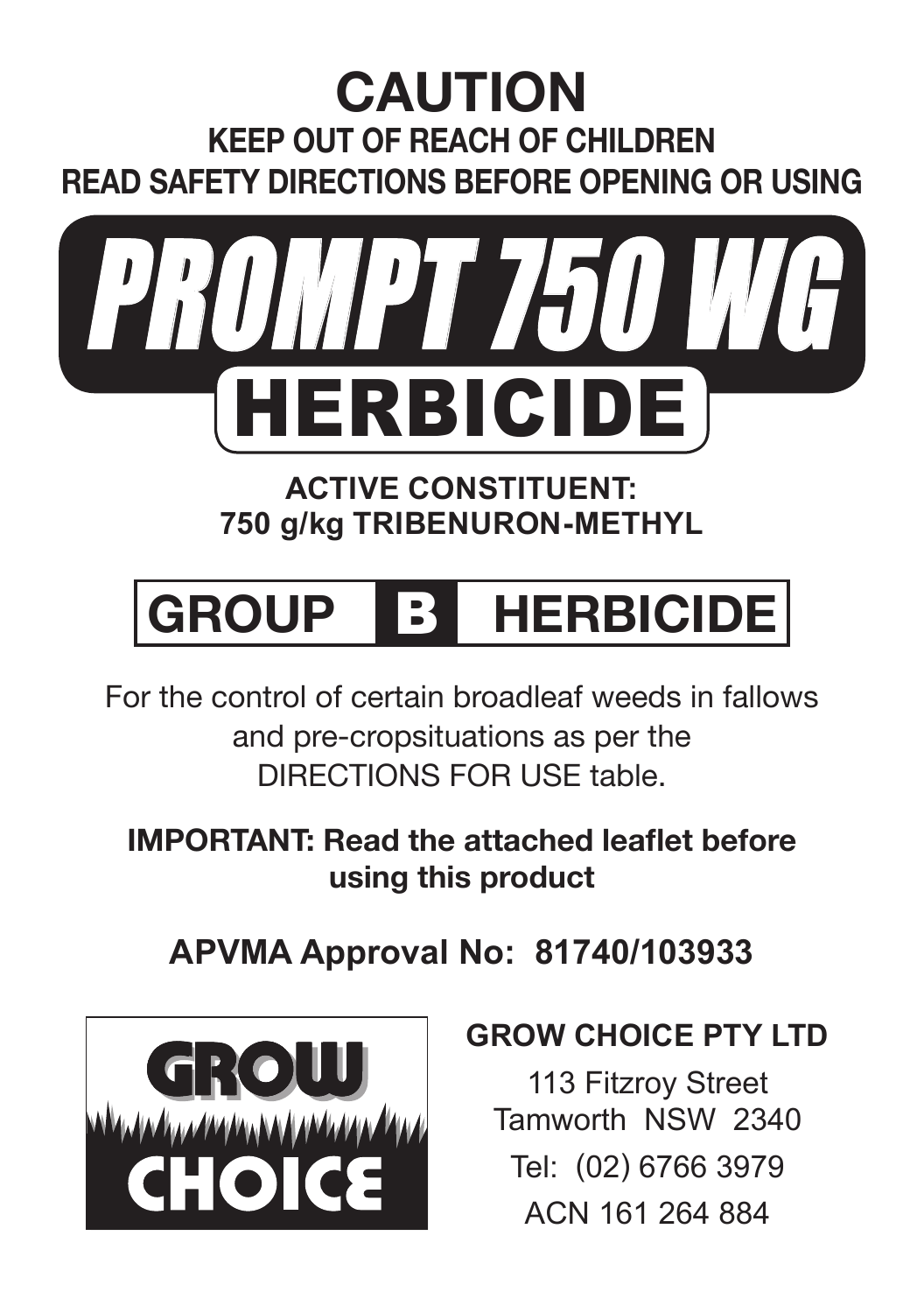# CAUTION

**KEEP OUT OF REACH OF CHILDREN**

**READ SAFETY DIRECTIONS BEFORE OPENING OR USING**

# *PROMPT 750 WG*

## HERBICIDE

**ACTIVE CONSTITUENT:**
**750 g/kg TRIBENURON-METHYL**

## GROUP B HERBICIDE

For the control of certain broadleaf weeds in fallows and pre-cropsituations as per the DIRECTIONS FOR USE table.

**IMPORTANT: Read the attached leaflet before using this product**

**APVMA Approval No: 81740/103933**

GROW CHOICE

**GROW CHOICE PTY LTD**

113 Fitzroy Street
Tamworth NSW 2340

Tel: (02) 6766 3979

ACN 161 264 884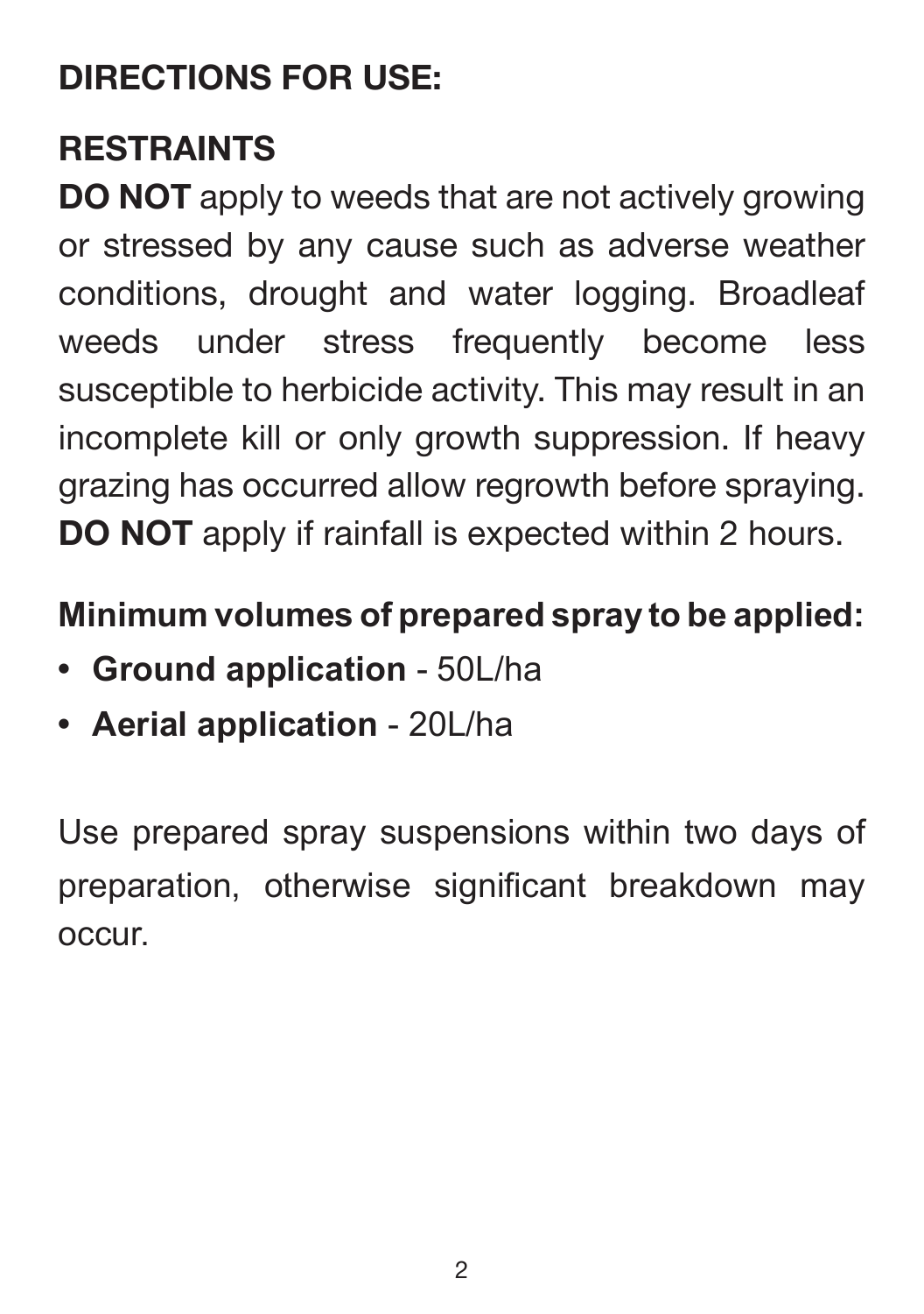## DIRECTIONS FOR USE:

### RESTRAINTS

**DO NOT** apply to weeds that are not actively growing or stressed by any cause such as adverse weather conditions, drought and water logging. Broadleaf weeds under stress frequently become less susceptible to herbicide activity. This may result in an incomplete kill or only growth suppression. If heavy grazing has occurred allow regrowth before spraying.
**DO NOT** apply if rainfall is expected within 2 hours.

**Minimum volumes of prepared spray to be applied:**

- **Ground application** - 50L/ha
- **Aerial application** - 20L/ha

Use prepared spray suspensions within two days of preparation, otherwise significant breakdown may occur.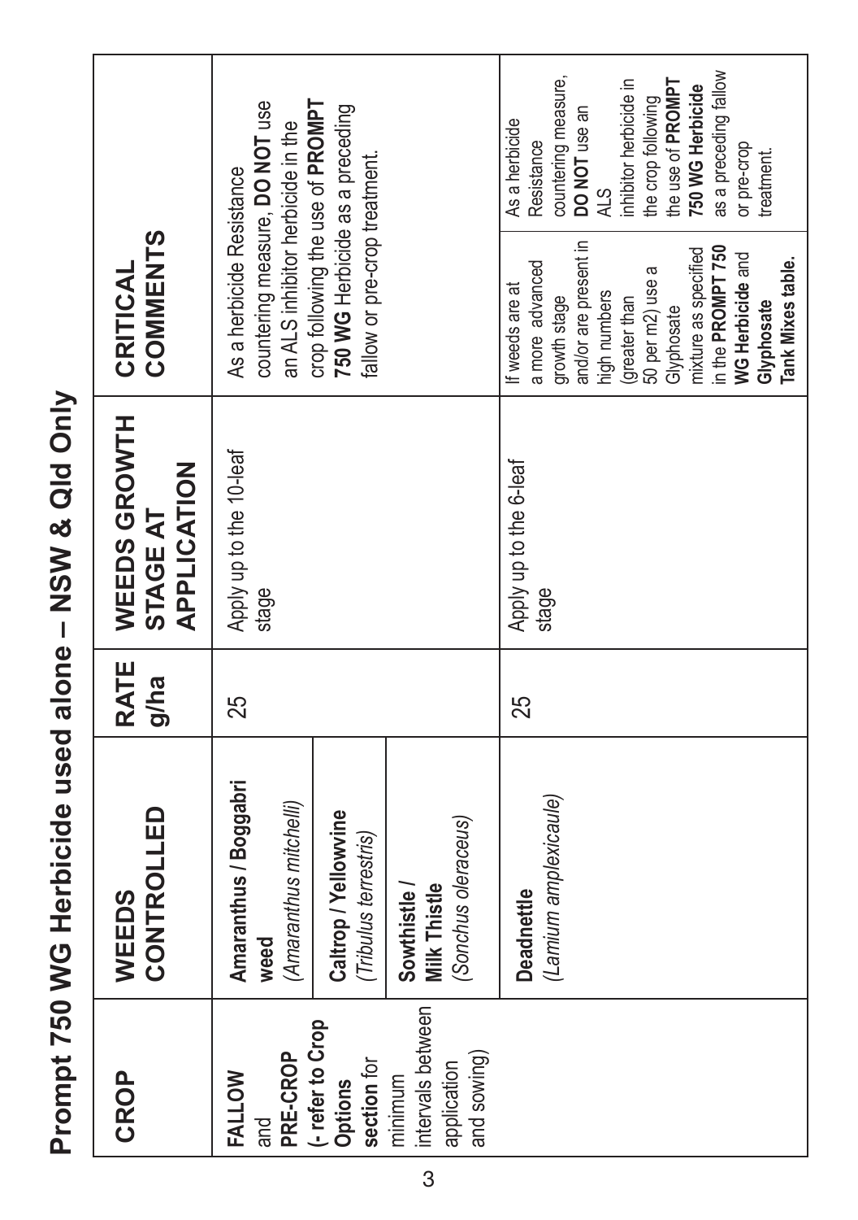# Prompt 750 WG Herbicide used alone – NSW & Qld Only

| CROP | WEEDS CONTROLLED | RATE g/ha | WEEDS GROWTH STAGE AT APPLICATION | CRITICAL COMMENTS | |
|---|---|---|---|---|---|
| **FALLOW** and **PRE-CROP** (**- refer to Crop Options section** for minimum intervals between application and sowing) | **Amaranthus / Boggabri weed** (*Amaranthus mitchelli*) | 25 | Apply up to the 10-leaf stage | As a herbicide Resistance countering measure, **DO NOT** use an ALS inhibitor herbicide in the crop following the use of **PROMPT 750 WG** Herbicide as a preceding fallow or pre-crop treatment. | |
| | **Caltrop / Yellowvine** (*Tribulus terrestris*) | | | | |
| | **Sowthistle / Milk Thistle** (*Sonchus oleraceus*) | | | | |
| | **Deadnettle** (*Lamium amplexicaule*) | 25 | Apply up to the 6-leaf stage | If weeds are at a more advanced growth stage and/or are present in high numbers (greater than 50 per m2) use a Glyphosate mixture as specified in the **PROMPT 750 WG Herbicide** and **Glyphosate Tank Mixes table.** | As a herbicide Resistance countering measure, **DO NOT** use an ALS inhibitor herbicide in the crop following the use of **PROMPT 750 WG Herbicide** as a preceding fallow or pre-crop treatment. |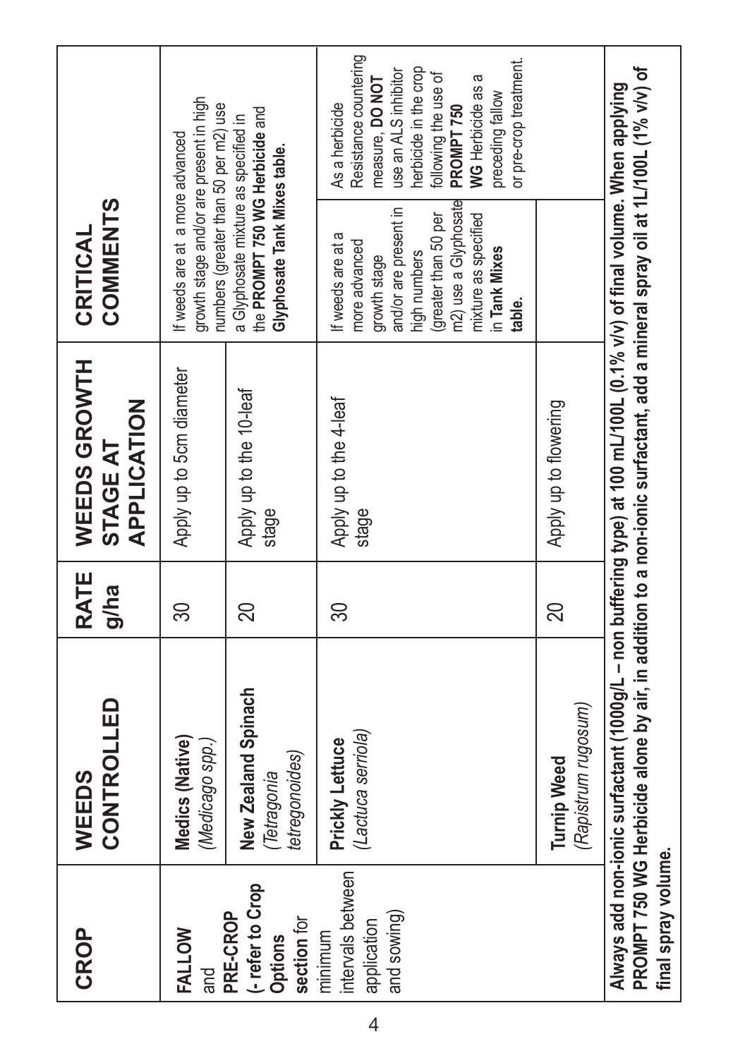| CROP | WEEDS CONTROLLED | RATE g/ha | WEEDS GROWTH STAGE AT APPLICATION | CRITICAL COMMENTS | |
|---|---|---|---|---|---|
| **FALLOW** and **PRE-CROP** (**- refer to Crop Options section** for minimum intervals between application and sowing) | **Medics (Native)** (*Medicago spp.*) | 30 | Apply up to 5cm diameter | If weeds are at a more advanced growth stage and/or are present in high numbers (greater than 50 per m2) use a Glyphosate mixture as specified in the **PROMPT 750 WG Herbicide** and **Glyphosate Tank Mixes table.** | |
| | **New Zealand Spinach** (*Tetragonia tetregonoides*) | 20 | Apply up to the 10-leaf stage | | |
| | **Prickly Lettuce** (*Lactuca serriola*) | 30 | Apply up to the 4-leaf stage | If weeds are at a more advanced growth stage and/or are present in high numbers (greater than 50 per m2) use a Glyphosate mixture as specified in **Tank Mixes table**. | As a herbicide Resistance countering measure, **DO NOT** use an ALS inhibitor herbicide in the crop following the use of **PROMPT 750 WG** Herbicide as a preceding fallow or pre-crop treatment. |
| | **Turnip Weed** (*Rapistrum rugosum*) | 20 | Apply up to flowering | | |

**Always add non-ionic surfactant (1000g/L – non buffering type) at 100 mL/100L (0.1% v/v) of final volume. When applying PROMPT 750 WG Herbicide alone by air, in addition to a non-ionic surfactant, add a mineral spray oil at 1L/100L (1% v/v) of final spray volume.**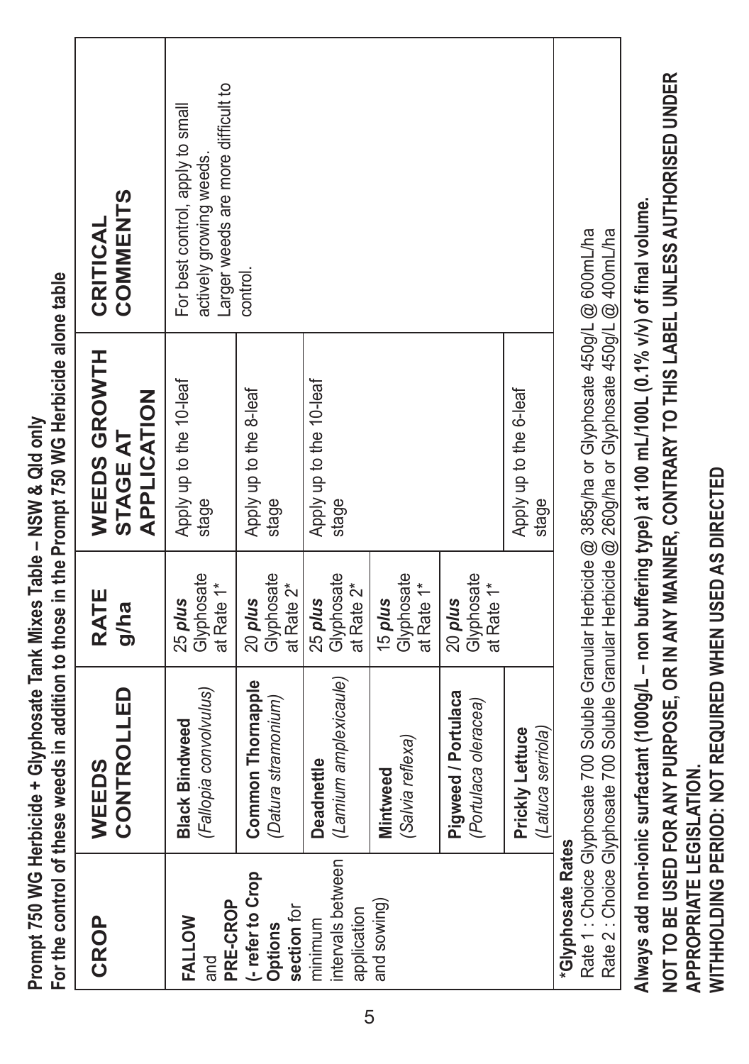**Prompt 750 WG Herbicide + Glyphosate Tank Mixes Table – NSW & Qld only**
**For the control of these weeds in addition to those in the Prompt 750 WG Herbicide alone table**

| CROP | WEEDS CONTROLLED | RATE g/ha | WEEDS GROWTH STAGE AT APPLICATION | CRITICAL COMMENTS |
|---|---|---|---|---|
| **FALLOW** and **PRE-CROP** (**- refer to Crop Options section** for minimum intervals between application and sowing) | **Black Bindweed** *(Fallopia convolvulus)* | 25 *plus* Glyphosate at Rate 1* | Apply up to the 10-leaf stage | For best control, apply to small actively growing weeds. Larger weeds are more difficult to control. |
| | **Common Thornapple** *(Datura stramonium)* | 20 *plus* Glyphosate at Rate 2* | Apply up to the 8-leaf stage | |
| | **Deadnettle** *(Lamium amplexicaule)* | 25 *plus* Glyphosate at Rate 2* | Apply up to the 10-leaf stage | |
| | **Mintweed** *(Salvia reflexa)* | 15 *plus* Glyphosate at Rate 1* | | |
| | **Pigweed / Portulaca** *(Portulaca oleracea)* | 20 *plus* Glyphosate at Rate 1* | | |
| | **Prickly Lettuce** *(Latuca serriola)* | | Apply up to the 6-leaf stage | |

***Glyphosate Rates**
Rate 1 : Choice Glyphosate 700 Soluble Granular Herbicide @ 385g/ha or Glyphosate 450g/L @ 600mL/ha
Rate 2 : Choice Glyphosate 700 Soluble Granular Herbicide @ 260g/ha or Glyphosate 450g/L @ 400mL/ha

**Always add non-ionic surfactant (1000g/L – non buffering type) at 100 mL/100L (0.1% v/v) of final volume.**

**NOT TO BE USED FOR ANY PURPOSE, OR IN ANY MANNER, CONTRARY TO THIS LABEL UNLESS AUTHORISED UNDER APPROPRIATE LEGISLATION.**

**WITHHOLDING PERIOD: NOT REQUIRED WHEN USED AS DIRECTED**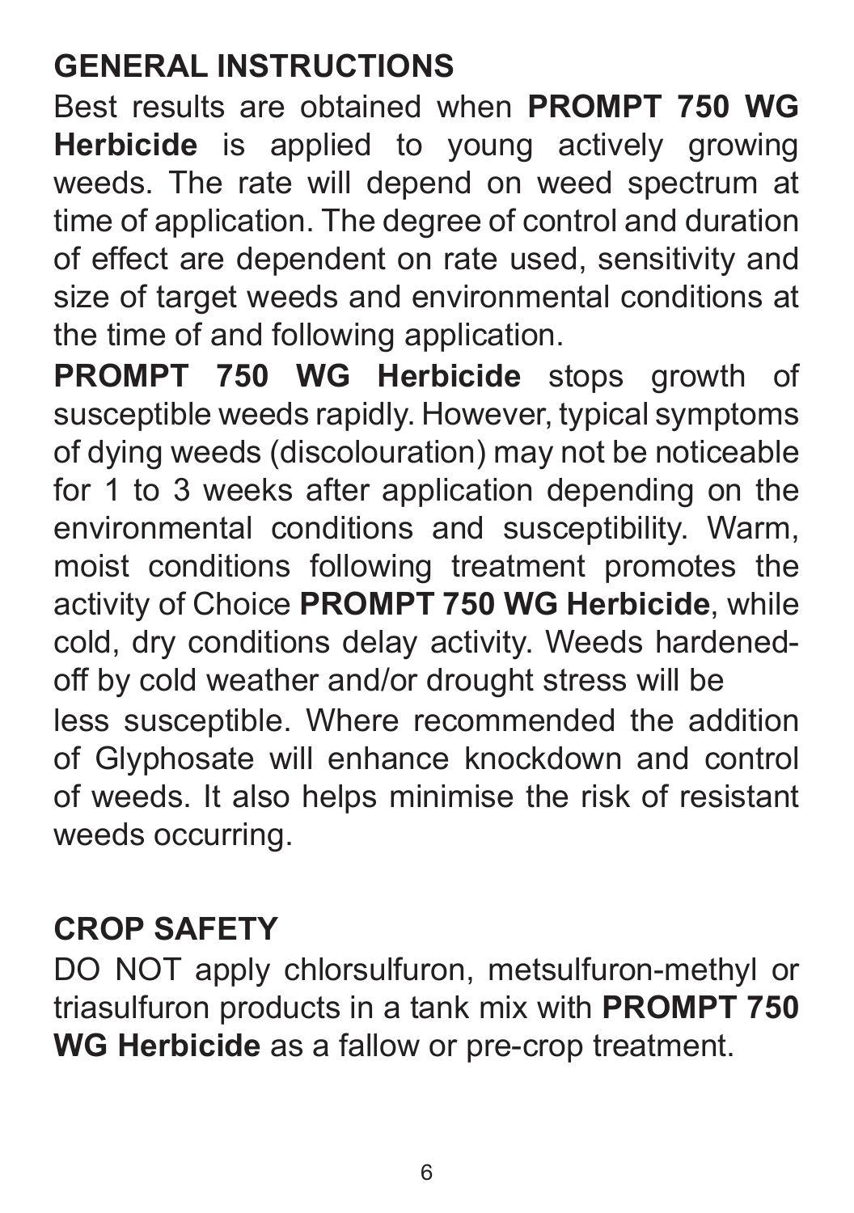## GENERAL INSTRUCTIONS

Best results are obtained when **PROMPT 750 WG Herbicide** is applied to young actively growing weeds. The rate will depend on weed spectrum at time of application. The degree of control and duration of effect are dependent on rate used, sensitivity and size of target weeds and environmental conditions at the time of and following application.

**PROMPT 750 WG Herbicide** stops growth of susceptible weeds rapidly. However, typical symptoms of dying weeds (discolouration) may not be noticeable for 1 to 3 weeks after application depending on the environmental conditions and susceptibility. Warm, moist conditions following treatment promotes the activity of Choice **PROMPT 750 WG Herbicide**, while cold, dry conditions delay activity. Weeds hardened-off by cold weather and/or drought stress will be less susceptible. Where recommended the addition of Glyphosate will enhance knockdown and control of weeds. It also helps minimise the risk of resistant weeds occurring.

## CROP SAFETY

DO NOT apply chlorsulfuron, metsulfuron-methyl or triasulfuron products in a tank mix with **PROMPT 750 WG Herbicide** as a fallow or pre-crop treatment.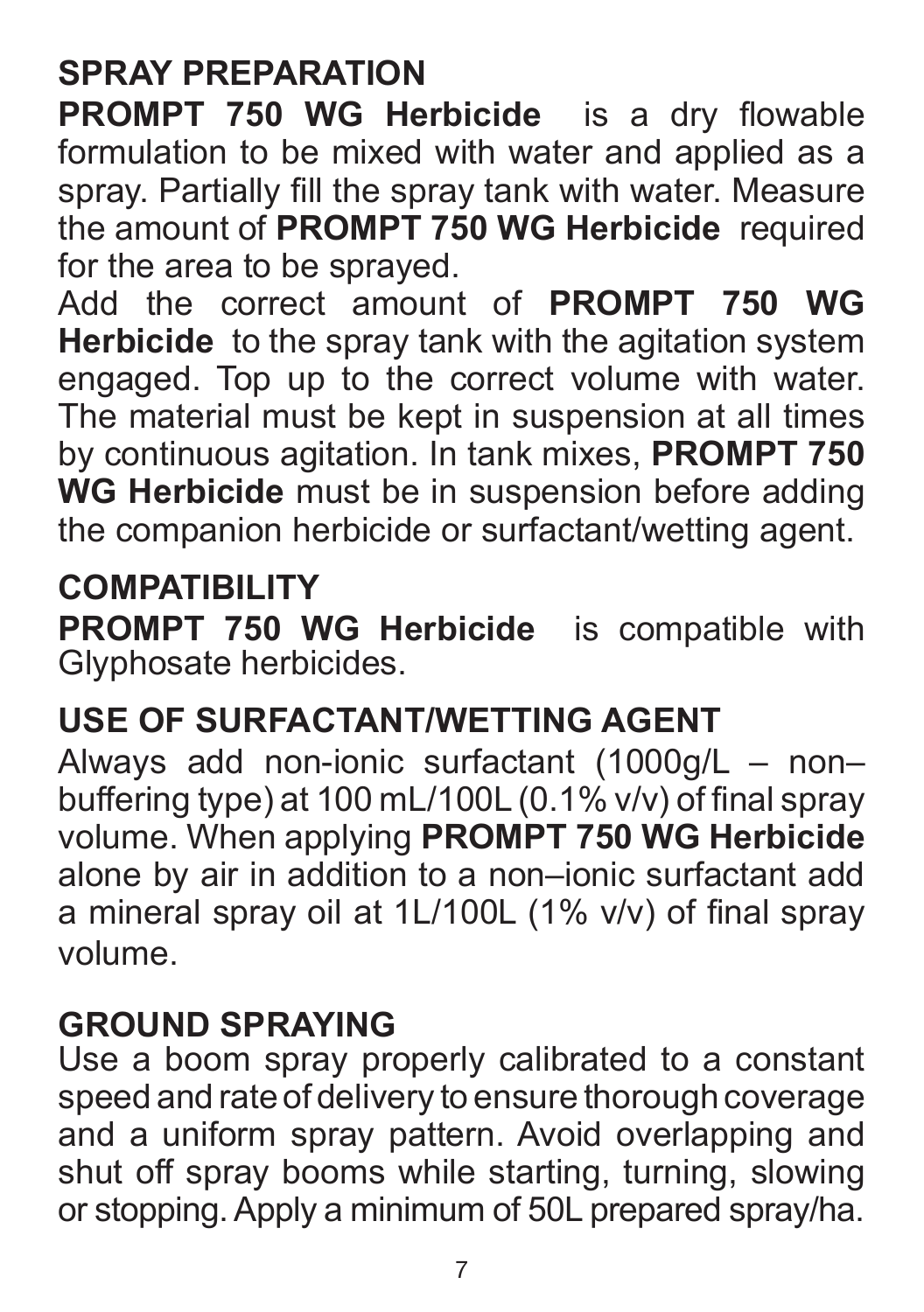## SPRAY PREPARATION

**PROMPT 750 WG Herbicide** is a dry flowable formulation to be mixed with water and applied as a spray. Partially fill the spray tank with water. Measure the amount of **PROMPT 750 WG Herbicide** required for the area to be sprayed.

Add the correct amount of **PROMPT 750 WG Herbicide** to the spray tank with the agitation system engaged. Top up to the correct volume with water. The material must be kept in suspension at all times by continuous agitation. In tank mixes, **PROMPT 750 WG Herbicide** must be in suspension before adding the companion herbicide or surfactant/wetting agent.

## COMPATIBILITY

**PROMPT 750 WG Herbicide** is compatible with Glyphosate herbicides.

## USE OF SURFACTANT/WETTING AGENT

Always add non-ionic surfactant (1000g/L – non–buffering type) at 100 mL/100L (0.1% v/v) of final spray volume. When applying **PROMPT 750 WG Herbicide** alone by air in addition to a non–ionic surfactant add a mineral spray oil at 1L/100L (1% v/v) of final spray volume.

## GROUND SPRAYING

Use a boom spray properly calibrated to a constant speed and rate of delivery to ensure thorough coverage and a uniform spray pattern. Avoid overlapping and shut off spray booms while starting, turning, slowing or stopping. Apply a minimum of 50L prepared spray/ha.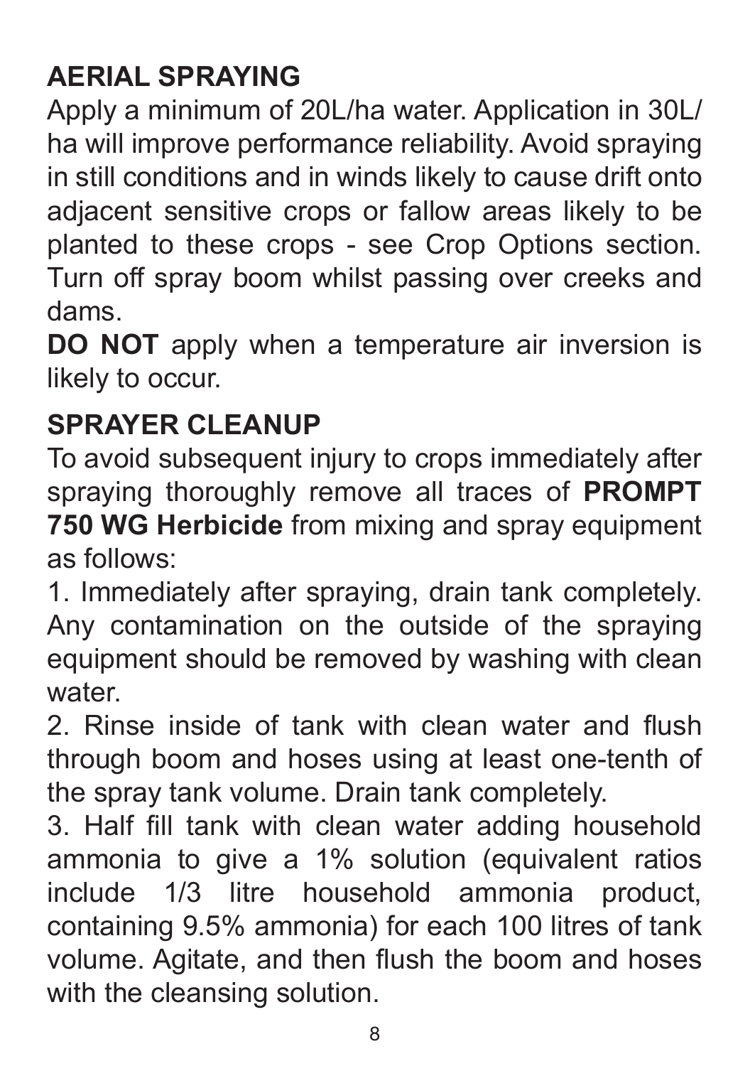## AERIAL SPRAYING

Apply a minimum of 20L/ha water. Application in 30L/ha will improve performance reliability. Avoid spraying in still conditions and in winds likely to cause drift onto adjacent sensitive crops or fallow areas likely to be planted to these crops - see Crop Options section. Turn off spray boom whilst passing over creeks and dams.

**DO NOT** apply when a temperature air inversion is likely to occur.

## SPRAYER CLEANUP

To avoid subsequent injury to crops immediately after spraying thoroughly remove all traces of **PROMPT 750 WG Herbicide** from mixing and spray equipment as follows:

1. Immediately after spraying, drain tank completely. Any contamination on the outside of the spraying equipment should be removed by washing with clean water.
2. Rinse inside of tank with clean water and flush through boom and hoses using at least one-tenth of the spray tank volume. Drain tank completely.
3. Half fill tank with clean water adding household ammonia to give a 1% solution (equivalent ratios include 1/3 litre household ammonia product, containing 9.5% ammonia) for each 100 litres of tank volume. Agitate, and then flush the boom and hoses with the cleansing solution.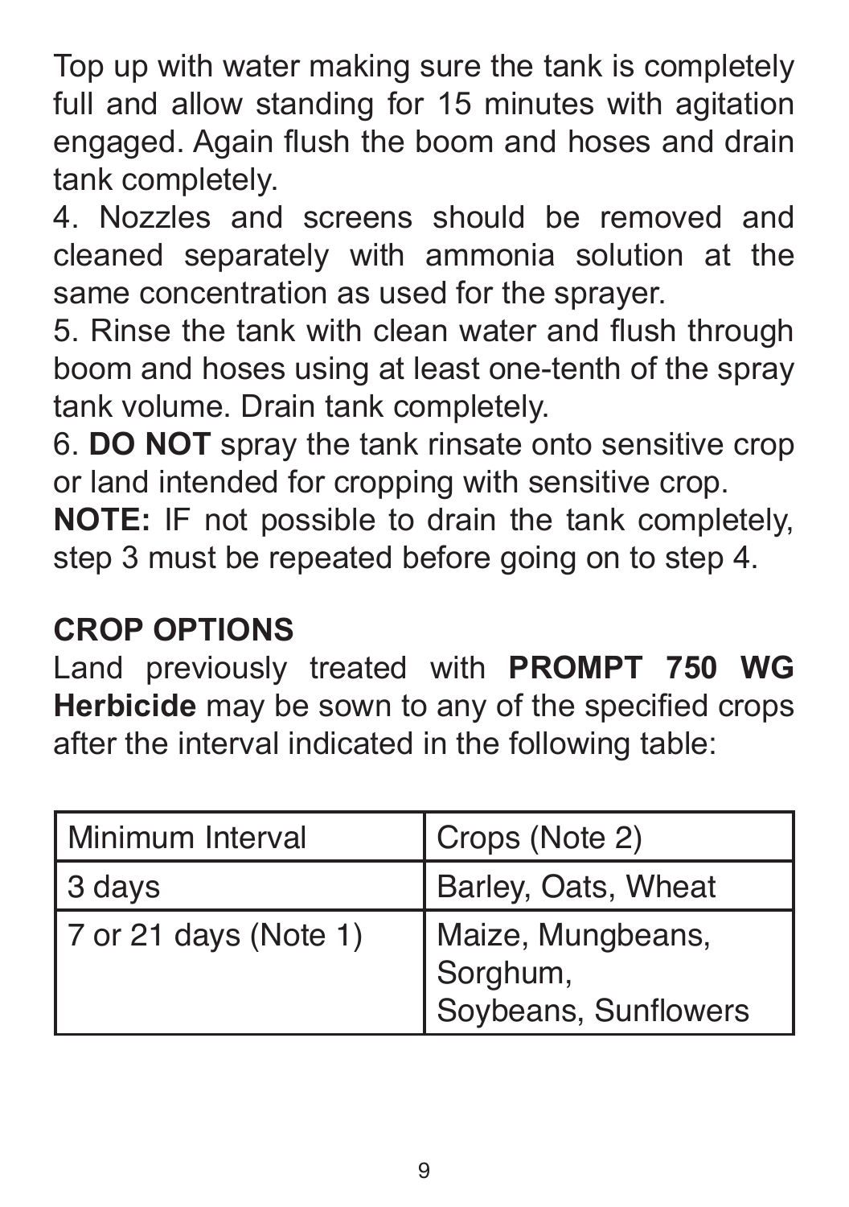Top up with water making sure the tank is completely full and allow standing for 15 minutes with agitation engaged. Again flush the boom and hoses and drain tank completely.

4. Nozzles and screens should be removed and cleaned separately with ammonia solution at the same concentration as used for the sprayer.

5. Rinse the tank with clean water and flush through boom and hoses using at least one-tenth of the spray tank volume. Drain tank completely.

6. **DO NOT** spray the tank rinsate onto sensitive crop or land intended for cropping with sensitive crop.

**NOTE:** IF not possible to drain the tank completely, step 3 must be repeated before going on to step 4.

## CROP OPTIONS

Land previously treated with **PROMPT 750 WG Herbicide** may be sown to any of the specified crops after the interval indicated in the following table:

| Minimum Interval | Crops (Note 2) |
|---|---|
| 3 days | Barley, Oats, Wheat |
| 7 or 21 days (Note 1) | Maize, Mungbeans, Sorghum, Soybeans, Sunflowers |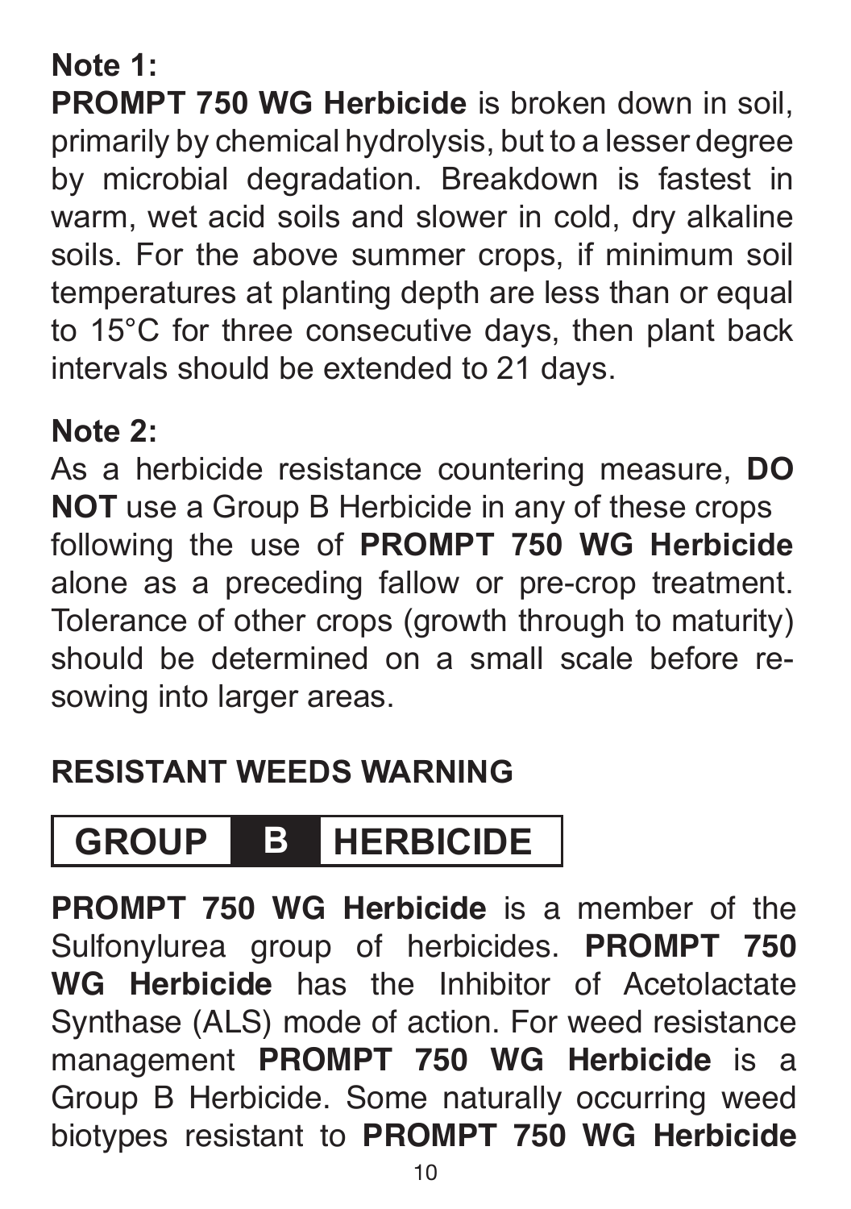**Note 1:**
**PROMPT 750 WG Herbicide** is broken down in soil, primarily by chemical hydrolysis, but to a lesser degree by microbial degradation. Breakdown is fastest in warm, wet acid soils and slower in cold, dry alkaline soils. For the above summer crops, if minimum soil temperatures at planting depth are less than or equal to 15°C for three consecutive days, then plant back intervals should be extended to 21 days.

**Note 2:**
As a herbicide resistance countering measure, **DO NOT** use a Group B Herbicide in any of these crops following the use of **PROMPT 750 WG Herbicide** alone as a preceding fallow or pre-crop treatment. Tolerance of other crops (growth through to maturity) should be determined on a small scale before re-sowing into larger areas.

## RESISTANT WEEDS WARNING

**GROUP B HERBICIDE**

**PROMPT 750 WG Herbicide** is a member of the Sulfonylurea group of herbicides. **PROMPT 750 WG Herbicide** has the Inhibitor of Acetolactate Synthase (ALS) mode of action. For weed resistance management **PROMPT 750 WG Herbicide** is a Group B Herbicide. Some naturally occurring weed biotypes resistant to **PROMPT 750 WG Herbicide**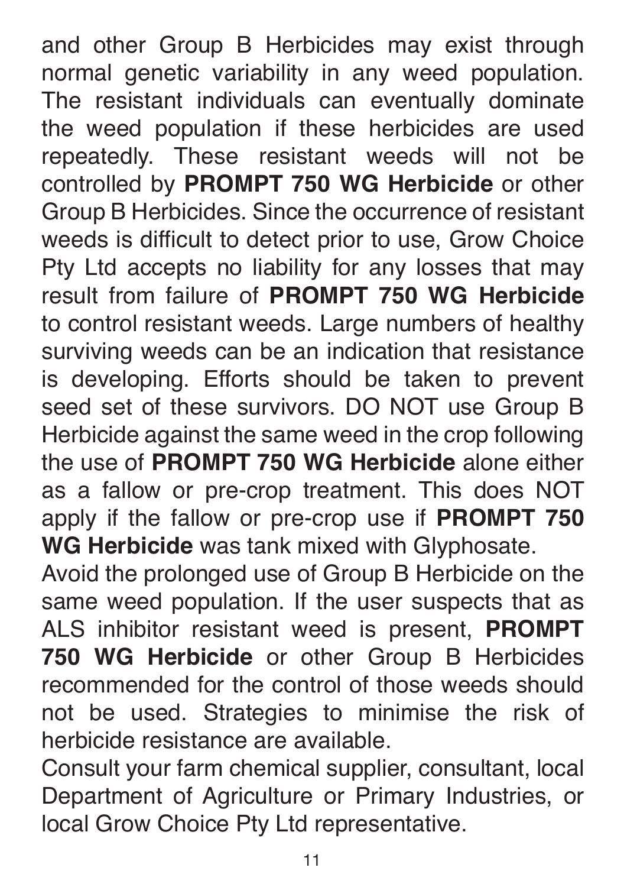and other Group B Herbicides may exist through normal genetic variability in any weed population. The resistant individuals can eventually dominate the weed population if these herbicides are used repeatedly. These resistant weeds will not be controlled by **PROMPT 750 WG Herbicide** or other Group B Herbicides. Since the occurrence of resistant weeds is difficult to detect prior to use, Grow Choice Pty Ltd accepts no liability for any losses that may result from failure of **PROMPT 750 WG Herbicide** to control resistant weeds. Large numbers of healthy surviving weeds can be an indication that resistance is developing. Efforts should be taken to prevent seed set of these survivors. DO NOT use Group B Herbicide against the same weed in the crop following the use of **PROMPT 750 WG Herbicide** alone either as a fallow or pre-crop treatment. This does NOT apply if the fallow or pre-crop use if **PROMPT 750 WG Herbicide** was tank mixed with Glyphosate.

Avoid the prolonged use of Group B Herbicide on the same weed population. If the user suspects that as ALS inhibitor resistant weed is present, **PROMPT 750 WG Herbicide** or other Group B Herbicides recommended for the control of those weeds should not be used. Strategies to minimise the risk of herbicide resistance are available.

Consult your farm chemical supplier, consultant, local Department of Agriculture or Primary Industries, or local Grow Choice Pty Ltd representative.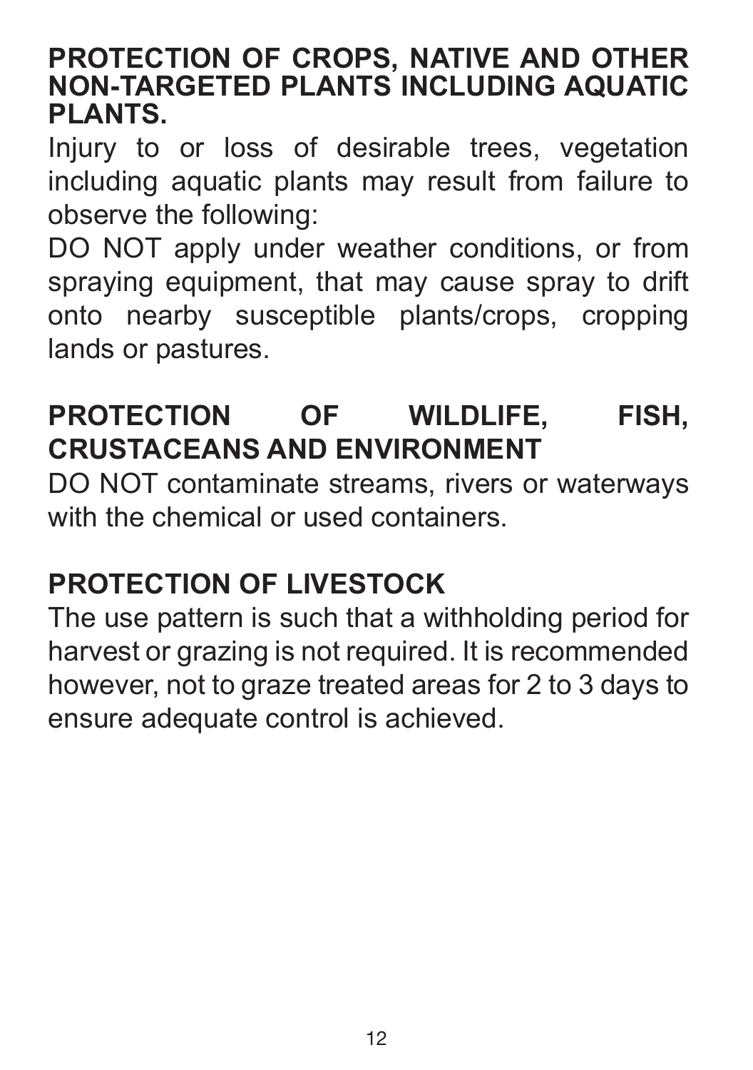## PROTECTION OF CROPS, NATIVE AND OTHER NON-TARGETED PLANTS INCLUDING AQUATIC PLANTS.

Injury to or loss of desirable trees, vegetation including aquatic plants may result from failure to observe the following:

DO NOT apply under weather conditions, or from spraying equipment, that may cause spray to drift onto nearby susceptible plants/crops, cropping lands or pastures.

## PROTECTION OF WILDLIFE, FISH, CRUSTACEANS AND ENVIRONMENT

DO NOT contaminate streams, rivers or waterways with the chemical or used containers.

## PROTECTION OF LIVESTOCK

The use pattern is such that a withholding period for harvest or grazing is not required. It is recommended however, not to graze treated areas for 2 to 3 days to ensure adequate control is achieved.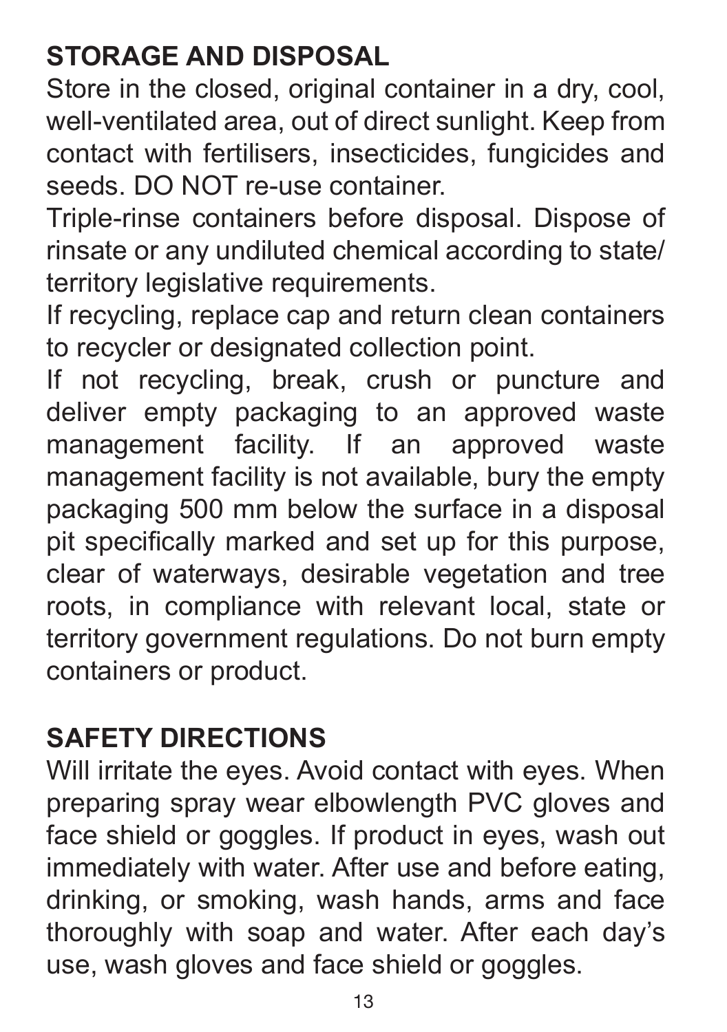## STORAGE AND DISPOSAL

Store in the closed, original container in a dry, cool, well-ventilated area, out of direct sunlight. Keep from contact with fertilisers, insecticides, fungicides and seeds. DO NOT re-use container.

Triple-rinse containers before disposal. Dispose of rinsate or any undiluted chemical according to state/territory legislative requirements.

If recycling, replace cap and return clean containers to recycler or designated collection point.

If not recycling, break, crush or puncture and deliver empty packaging to an approved waste management facility. If an approved waste management facility is not available, bury the empty packaging 500 mm below the surface in a disposal pit specifically marked and set up for this purpose, clear of waterways, desirable vegetation and tree roots, in compliance with relevant local, state or territory government regulations. Do not burn empty containers or product.

## SAFETY DIRECTIONS

Will irritate the eyes. Avoid contact with eyes. When preparing spray wear elbowlength PVC gloves and face shield or goggles. If product in eyes, wash out immediately with water. After use and before eating, drinking, or smoking, wash hands, arms and face thoroughly with soap and water. After each day's use, wash gloves and face shield or goggles.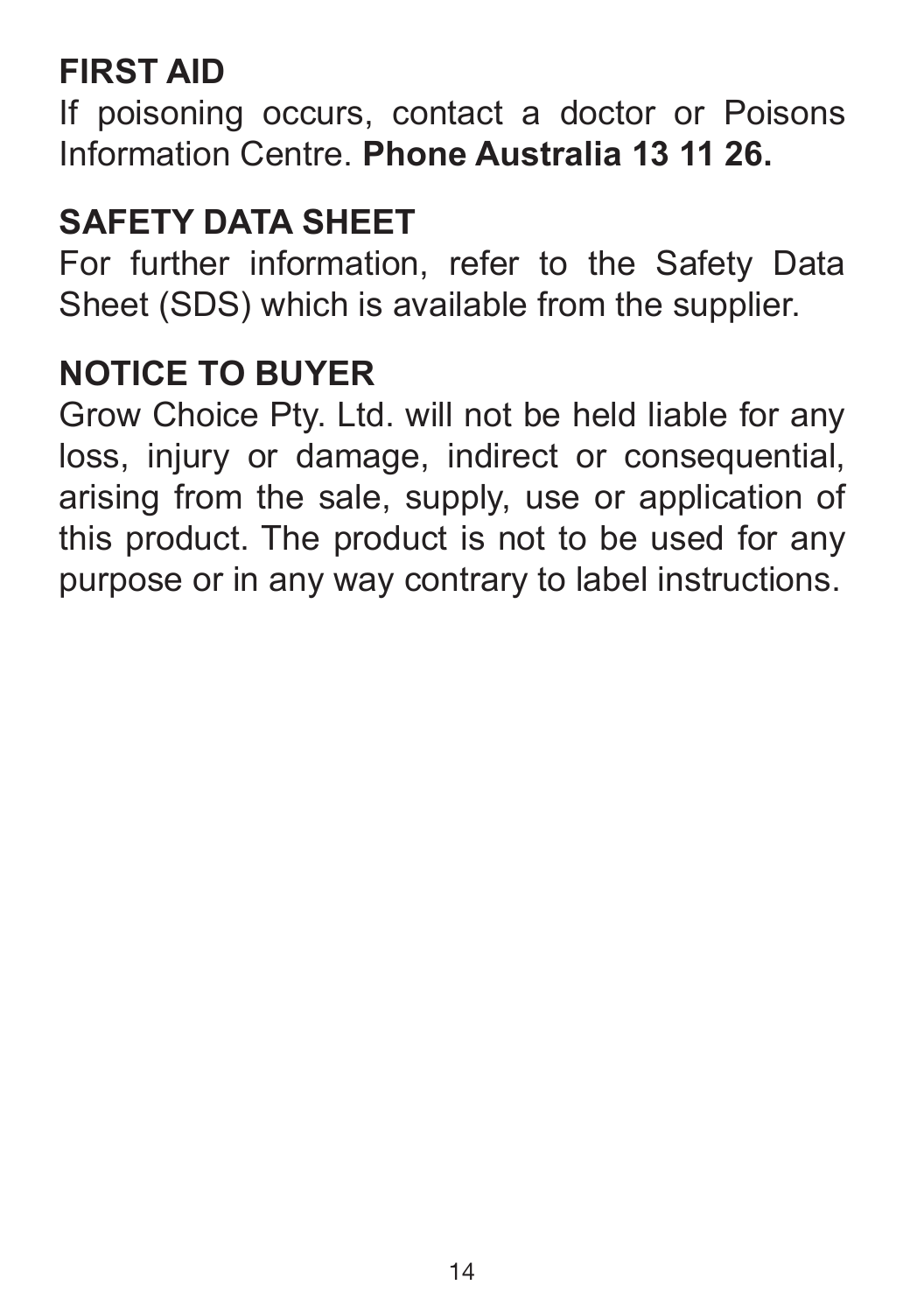## FIRST AID

If poisoning occurs, contact a doctor or Poisons Information Centre. **Phone Australia 13 11 26.**

## SAFETY DATA SHEET

For further information, refer to the Safety Data Sheet (SDS) which is available from the supplier.

## NOTICE TO BUYER

Grow Choice Pty. Ltd. will not be held liable for any loss, injury or damage, indirect or consequential, arising from the sale, supply, use or application of this product. The product is not to be used for any purpose or in any way contrary to label instructions.